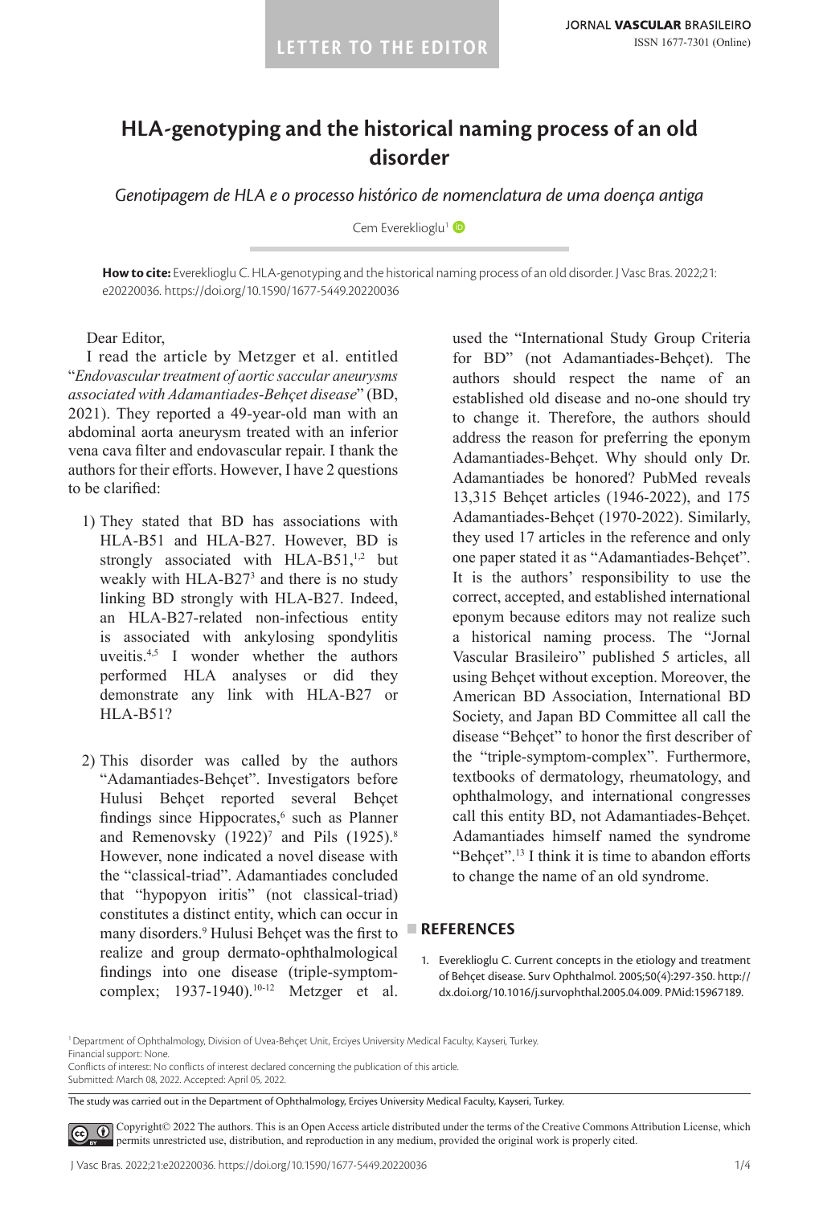LETTER TO THE EDITOR

# HLA-genotyping and the historical naming process of an old disorder

*Genotipagem de HLA e o processo histórico de nomenclatura de uma doença antiga*

Cem Evereklioglu[1]

**How to cite:** Evereklioglu C. HLA-genotyping and the historical naming process of an old disorder. J Vasc Bras. 2022;21: e20220036. https://doi.org/10.1590/1677-5449.20220036

Dear Editor,

I read the article by Metzger et al. entitled "*Endovascular treatment of aortic saccular aneurysms associated with Adamantiades-Behçet disease*" (BD, 2021). They reported a 49-year-old man with an abdominal aorta aneurysm treated with an inferior vena cava filter and endovascular repair. I thank the authors for their efforts. However, I have 2 questions to be clarified:

1) They stated that BD has associations with HLA-B51 and HLA-B27. However, BD is strongly associated with HLA-B51,[1,2] but weakly with HLA-B27[3] and there is no study linking BD strongly with HLA-B27. Indeed, an HLA-B27-related non-infectious entity is associated with ankylosing spondylitis uveitis.[4,5] I wonder whether the authors performed HLA analyses or did they demonstrate any link with HLA-B27 or HLA-B51?

2) This disorder was called by the authors "Adamantiades-Behçet". Investigators before Hulusi Behçet reported several Behçet findings since Hippocrates,[6] such as Planner and Remenovsky (1922)[7] and Pils (1925).[8] However, none indicated a novel disease with the "classical-triad". Adamantiades concluded that "hypopyon iritis" (not classical-triad) constitutes a distinct entity, which can occur in many disorders.[9] Hulusi Behçet was the first to realize and group dermato-ophthalmological findings into one disease (triple-symptom-complex; 1937-1940).[10-12] Metzger et al. used the "International Study Group Criteria for BD" (not Adamantiades-Behçet). The authors should respect the name of an established old disease and no-one should try to change it. Therefore, the authors should address the reason for preferring the eponym Adamantiades-Behçet. Why should only Dr. Adamantiades be honored? PubMed reveals 13,315 Behçet articles (1946-2022), and 175 Adamantiades-Behçet (1970-2022). Similarly, they used 17 articles in the reference and only one paper stated it as "Adamantiades-Behçet". It is the authors' responsibility to use the correct, accepted, and established international eponym because editors may not realize such a historical naming process. The "Jornal Vascular Brasileiro" published 5 articles, all using Behçet without exception. Moreover, the American BD Association, International BD Society, and Japan BD Committee all call the disease "Behçet" to honor the first describer of the "triple-symptom-complex". Furthermore, textbooks of dermatology, rheumatology, and ophthalmology, and international congresses call this entity BD, not Adamantiades-Behçet. Adamantiades himself named the syndrome "Behçet".[13] I think it is time to abandon efforts to change the name of an old syndrome.

## REFERENCES

1. Evereklioglu C. Current concepts in the etiology and treatment of Behçet disease. Surv Ophthalmol. 2005;50(4):297-350. http://dx.doi.org/10.1016/j.survophthal.2005.04.009. PMid:15967189.

[1] Department of Ophthalmology, Division of Uvea-Behçet Unit, Erciyes University Medical Faculty, Kayseri, Turkey.
Financial support: None.
Conflicts of interest: No conflicts of interest declared concerning the publication of this article.
Submitted: March 08, 2022. Accepted: April 05, 2022.

The study was carried out in the Department of Ophthalmology, Erciyes University Medical Faculty, Kayseri, Turkey.

Copyright© 2022 The authors. This is an Open Access article distributed under the terms of the Creative Commons Attribution License, which permits unrestricted use, distribution, and reproduction in any medium, provided the original work is properly cited.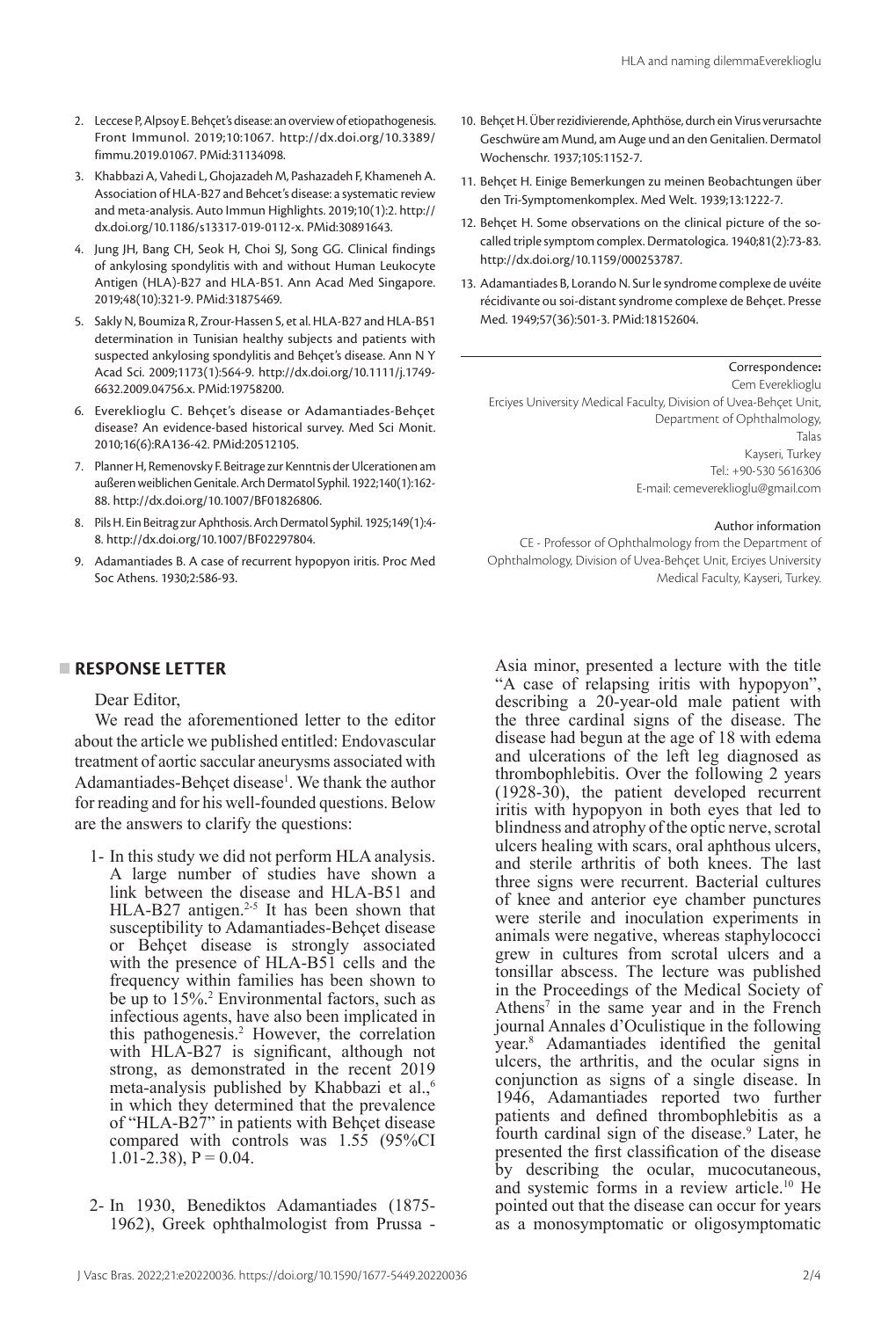2. Leccese P, Alpsoy E. Behçet's disease: an overview of etiopathogenesis. Front Immunol. 2019;10:1067. http://dx.doi.org/10.3389/fimmu.2019.01067. PMid:31134098.
3. Khabbazi A, Vahedi L, Ghojazadeh M, Pashazadeh F, Khameneh A. Association of HLA-B27 and Behcet's disease: a systematic review and meta-analysis. Auto Immun Highlights. 2019;10(1):2. http://dx.doi.org/10.1186/s13317-019-0112-x. PMid:30891643.
4. Jung JH, Bang CH, Seok H, Choi SJ, Song GG. Clinical findings of ankylosing spondylitis with and without Human Leukocyte Antigen (HLA)-B27 and HLA-B51. Ann Acad Med Singapore. 2019;48(10):321-9. PMid:31875469.
5. Sakly N, Boumiza R, Zrour-Hassen S, et al. HLA-B27 and HLA-B51 determination in Tunisian healthy subjects and patients with suspected ankylosing spondylitis and Behçet's disease. Ann N Y Acad Sci. 2009;1173(1):564-9. http://dx.doi.org/10.1111/j.1749-6632.2009.04756.x. PMid:19758200.
6. Evereklioglu C. Behçet's disease or Adamantiades-Behçet disease? An evidence-based historical survey. Med Sci Monit. 2010;16(6):RA136-42. PMid:20512105.
7. Planner H, Remenovsky F. Beitrage zur Kenntnis der Ulcerationen am außeren weiblichen Genitale. Arch Dermatol Syphil. 1922;140(1):162-88. http://dx.doi.org/10.1007/BF01826806.
8. Pils H. Ein Beitrag zur Aphthosis. Arch Dermatol Syphil. 1925;149(1):4-8. http://dx.doi.org/10.1007/BF02297804.
9. Adamantiades B. A case of recurrent hypopyon iritis. Proc Med Soc Athens. 1930;2:586-93.
10. Behçet H. Über rezidivierende, Aphthöse, durch ein Virus verursachte Geschwüre am Mund, am Auge und an den Genitalien. Dermatol Wochenschr. 1937;105:1152-7.
11. Behçet H. Einige Bemerkungen zu meinen Beobachtungen über den Tri-Symptomenkomplex. Med Welt. 1939;13:1222-7.
12. Behçet H. Some observations on the clinical picture of the so-called triple symptom complex. Dermatologica. 1940;81(2):73-83. http://dx.doi.org/10.1159/000253787.
13. Adamantiades B, Lorando N. Sur le syndrome complexe de uvéite récidivante ou soi-distant syndrome complexe de Behçet. Presse Med. 1949;57(36):501-3. PMid:18152604.

**Correspondence:**
Cem Evereklioglu
Erciyes University Medical Faculty, Division of Uvea-Behçet Unit, Department of Ophthalmology,
Talas
Kayseri, Turkey
Tel.: +90-530 5616306
E-mail: cemevereklioglu@gmail.com

**Author information**
CE - Professor of Ophthalmology from the Department of Ophthalmology, Division of Uvea-Behçet Unit, Erciyes University Medical Faculty, Kayseri, Turkey.

## RESPONSE LETTER

Dear Editor,

We read the aforementioned letter to the editor about the article we published entitled: Endovascular treatment of aortic saccular aneurysms associated with Adamandiades-Behçet disease[1]. We thank the author for reading and for his well-founded questions. Below are the answers to clarify the questions:

1- In this study we did not perform HLA analysis. A large number of studies have shown a link between the disease and HLA-B51 and HLA-B27 antigen.[2-5] It has been shown that susceptibility to Adamantiades-Behçet disease or Behçet disease is strongly associated with the presence of HLA-B51 cells and the frequency within families has been shown to be up to 15%.[2] Environmental factors, such as infectious agents, have also been implicated in this pathogenesis.[2] However, the correlation with HLA-B27 is significant, although not strong, as demonstrated in the recent 2019 meta-analysis published by Khabbazi et al.,[6] in which they determined that the prevalence of "HLA-B27" in patients with Behçet disease compared with controls was 1.55 (95%CI 1.01-2.38), P = 0.04.

2- In 1930, Benediktos Adamantiades (1875-1962), Greek ophthalmologist from Prussa - Asia minor, presented a lecture with the title "A case of relapsing iritis with hypopyon", describing a 20-year-old male patient with the three cardinal signs of the disease. The disease had begun at the age of 18 with edema and ulcerations of the left leg diagnosed as thrombophlebitis. Over the following 2 years (1928-30), the patient developed recurrent iritis with hypopyon in both eyes that led to blindness and atrophy of the optic nerve, scrotal ulcers healing with scars, oral aphthous ulcers, and sterile arthritis of both knees. The last three signs were recurrent. Bacterial cultures of knee and anterior eye chamber punctures were sterile and inoculation experiments in animals were negative, whereas staphylococci grew in cultures from scrotal ulcers and a tonsillar abscess. The lecture was published in the Proceedings of the Medical Society of Athens[7] in the same year and in the French journal Annales d'Oculistique in the following year.[8] Adamantiades identified the genital ulcers, the arthritis, and the ocular signs in conjunction as signs of a single disease. In 1946, Adamantiades reported two further patients and defined thrombophlebitis as a fourth cardinal sign of the disease.[9] Later, he presented the first classification of the disease by describing the ocular, mucocutaneous, and systemic forms in a review article.[10] He pointed out that the disease can occur for years as a monosymptomatic or oligosymptomatic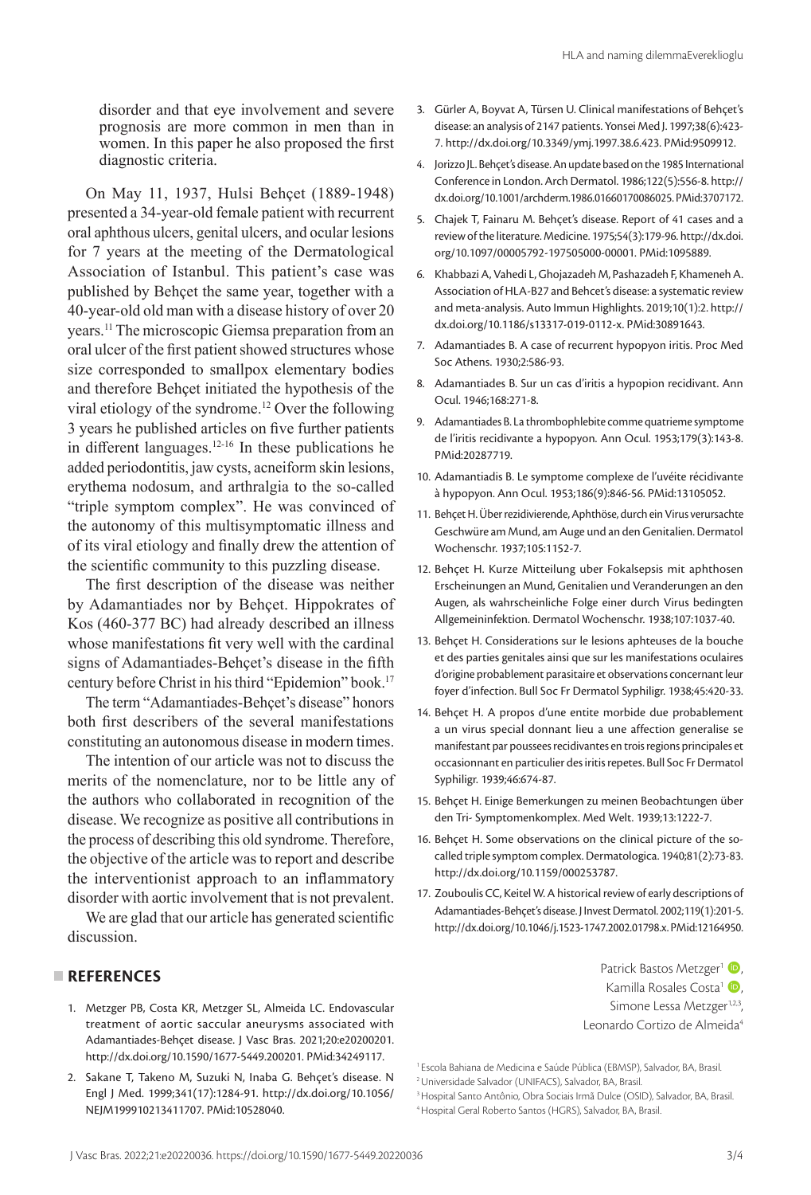disorder and that eye involvement and severe prognosis are more common in men than in women. In this paper he also proposed the first diagnostic criteria.

On May 11, 1937, Hulsi Behçet (1889-1948) presented a 34-year-old female patient with recurrent oral aphthous ulcers, genital ulcers, and ocular lesions for 7 years at the meeting of the Dermatological Association of Istanbul. This patient's case was published by Behçet the same year, together with a 40-year-old old man with a disease history of over 20 years.[11] The microscopic Giemsa preparation from an oral ulcer of the first patient showed structures whose size corresponded to smallpox elementary bodies and therefore Behçet initiated the hypothesis of the viral etiology of the syndrome.[12] Over the following 3 years he published articles on five further patients in different languages.[12-16] In these publications he added periodontitis, jaw cysts, acneiform skin lesions, erythema nodosum, and arthralgia to the so-called "triple symptom complex". He was convinced of the autonomy of this multisymptomatic illness and of its viral etiology and finally drew the attention of the scientific community to this puzzling disease.

The first description of the disease was neither by Adamantiades nor by Behçet. Hippokrates of Kos (460-377 BC) had already described an illness whose manifestations fit very well with the cardinal signs of Adamantiades-Behçet's disease in the fifth century before Christ in his third "Epidemion" book.[17]

The term "Adamantiades-Behçet's disease" honors both first describers of the several manifestations constituting an autonomous disease in modern times.

The intention of our article was not to discuss the merits of the nomenclature, nor to be little any of the authors who collaborated in recognition of the disease. We recognize as positive all contributions in the process of describing this old syndrome. Therefore, the objective of the article was to report and describe the interventionist approach to an inflammatory disorder with aortic involvement that is not prevalent.

We are glad that our article has generated scientific discussion.

## REFERENCES

1. Metzger PB, Costa KR, Metzger SL, Almeida LC. Endovascular treatment of aortic saccular aneurysms associated with Adamantiades-Behçet disease. J Vasc Bras. 2021;20:e20200201. http://dx.doi.org/10.1590/1677-5449.200201. PMid:34249117.
2. Sakane T, Takeno M, Suzuki N, Inaba G. Behçet's disease. N Engl J Med. 1999;341(17):1284-91. http://dx.doi.org/10.1056/NEJM199910213411707. PMid:10528040.
3. Gürler A, Boyvat A, Türsen U. Clinical manifestations of Behçet's disease: an analysis of 2147 patients. Yonsei Med J. 1997;38(6):423-7. http://dx.doi.org/10.3349/ymj.1997.38.6.423. PMid:9509912.
4. Jorizzo JL. Behçet's disease. An update based on the 1985 International Conference in London. Arch Dermatol. 1986;122(5):556-8. http://dx.doi.org/10.1001/archderm.1986.01660170086025. PMid:3707172.
5. Chajek T, Fainaru M. Behçet's disease. Report of 41 cases and a review of the literature. Medicine. 1975;54(3):179-96. http://dx.doi.org/10.1097/00005792-197505000-00001. PMid:1095889.
6. Khabbazi A, Vahedi L, Ghojazadeh M, Pashazadeh F, Khameneh A. Association of HLA-B27 and Behcet's disease: a systematic review and meta-analysis. Auto Immun Highlights. 2019;10(1):2. http://dx.doi.org/10.1186/s13317-019-0112-x. PMid:30891643.
7. Adamantiades B. A case of recurrent hypopyon iritis. Proc Med Soc Athens. 1930;2:586-93.
8. Adamantiades B. Sur un cas d'iritis a hypopion recidivant. Ann Ocul. 1946;168:271-8.
9. Adamantiades B. La thrombophlebite comme quatrieme symptome de l'iritis recidivante a hypopyon. Ann Ocul. 1953;179(3):143-8. PMid:20287719.
10. Adamantiadis B. Le symptome complexe de l'uvéite récidivante à hypopyon. Ann Ocul. 1953;186(9):846-56. PMid:13105052.
11. Behçet H. Über rezidivierende, Aphthöse, durch ein Virus verursachte Geschwüre am Mund, am Auge und an den Genitalien. Dermatol Wochenschr. 1937;105:1152-7.
12. Behçet H. Kurze Mitteilung uber Fokalsepsis mit aphthosen Erscheinungen an Mund, Genitalien und Veranderungen an den Augen, als wahrscheinliche Folge einer durch Virus bedingten Allgemeininfektion. Dermatol Wochenschr. 1938;107:1037-40.
13. Behçet H. Considerations sur le lesions aphteuses de la bouche et des parties genitales ainsi que sur les manifestations oculaires d'origine probablement parasitaire et observations concernant leur foyer d'infection. Bull Soc Fr Dermatol Syphiligr. 1938;45:420-33.
14. Behçet H. A propos d'une entite morbide due probablement a un virus special donnant lieu a une affection generalise se manifestant par poussees recidivantes en trois regions principales et occasionnant en particulier des iritis repetes. Bull Soc Fr Dermatol Syphiligr. 1939;46:674-87.
15. Behçet H. Einige Bemerkungen zu meinen Beobachtungen über den Tri- Symptomenkomplex. Med Welt. 1939;13:1222-7.
16. Behçet H. Some observations on the clinical picture of the so-called triple symptom complex. Dermatologica. 1940;81(2):73-83. http://dx.doi.org/10.1159/000253787.
17. Zouboulis CC, Keitel W. A historical review of early descriptions of Adamantiades-Behçet's disease. J Invest Dermatol. 2002;119(1):201-5. http://dx.doi.org/10.1046/j.1523-1747.2002.01798.x. PMid:12164950.

Patrick Bastos Metzger[1],
Kamilla Rosales Costa[1],
Simone Lessa Metzger[1,2,3],
Leonardo Cortizo de Almeida[4]

[1] Escola Bahiana de Medicina e Saúde Pública (EBMSP), Salvador, BA, Brasil.
[2] Universidade Salvador (UNIFACS), Salvador, BA, Brasil.
[3] Hospital Santo Antônio, Obra Sociais Irmã Dulce (OSID), Salvador, BA, Brasil.
[4] Hospital Geral Roberto Santos (HGRS), Salvador, BA, Brasil.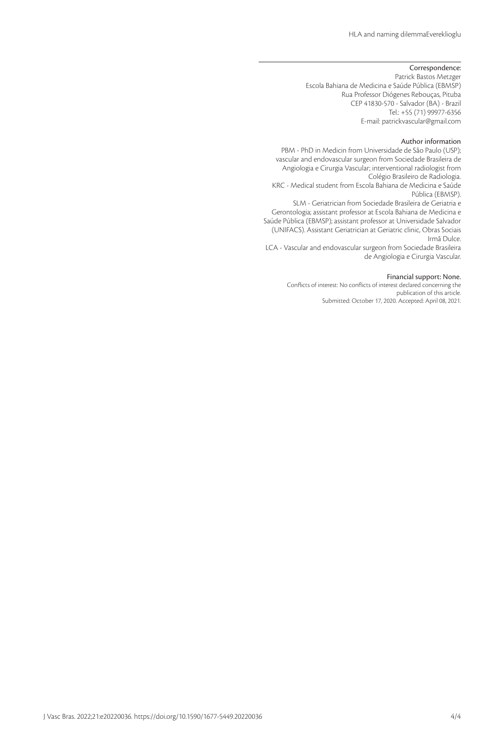**Correspondence:**
Patrick Bastos Metzger
Escola Bahiana de Medicina e Saúde Pública (EBMSP)
Rua Professor Diógenes Rebouças, Pituba
CEP 41830-570 - Salvador (BA) - Brazil
Tel.: +55 (71) 99977-6356
E-mail: patrickvascular@gmail.com

**Author information**

PBM - PhD in Medicin from Universidade de São Paulo (USP); vascular and endovascular surgeon from Sociedade Brasileira de Angiologia e Cirurgia Vascular; interventional radiologist from Colégio Brasileiro de Radiologia.

KRC - Medical student from Escola Bahiana de Medicina e Saúde Pública (EBMSP).

SLM - Geriatrician from Sociedade Brasileira de Geriatria e Gerontologia; assistant professor at Escola Bahiana de Medicina e Saúde Pública (EBMSP); assistant professor at Universidade Salvador (UNIFACS). Assistant Geriatrician at Geriatric clinic, Obras Sociais Irmã Dulce.

LCA - Vascular and endovascular surgeon from Sociedade Brasileira de Angiologia e Cirurgia Vascular.

**Financial support:** None.

Conflicts of interest: No conflicts of interest declared concerning the publication of this article.

Submitted: October 17, 2020. Accepted: April 08, 2021.